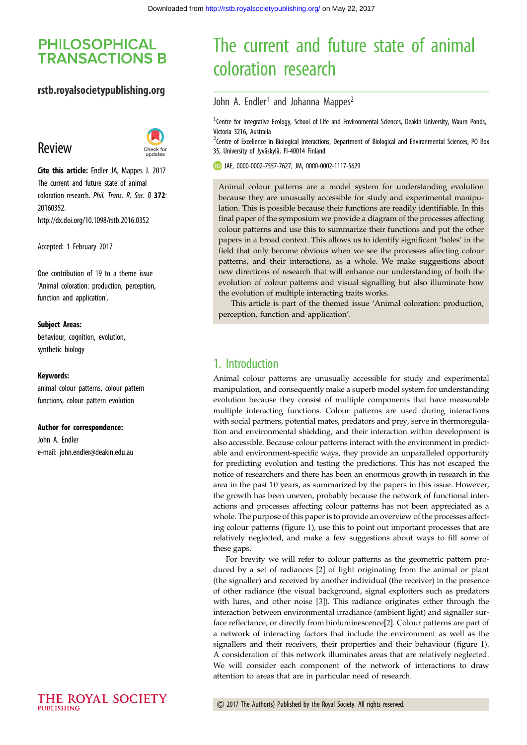# PHILOSOPHICAL TRANSACTIONS B

**rstb.royalsocietypublishing.org**

## Review

**Cite this article:** Endler JA, Mappes J. 2017 The current and future state of animal coloration research. *Phil. Trans. R. Soc. B* **372**: 20160352. http://dx.doi.org/10.1098/rstb.2016.0352

Accepted: 1 February 2017

One contribution of 19 to a theme issue 'Animal coloration: production, perception, function and application'.

**Subject Areas:**

behaviour, cognition, evolution, synthetic biology

**Keywords:**

animal colour patterns, colour pattern functions, colour pattern evolution

**Author for correspondence:**

John A. Endler

e-mail: john.endler@deakin.edu.au

# The current and future state of animal coloration research

John A. Endler[1] and Johanna Mappes[2]

[1]Centre for Integrative Ecology, School of Life and Environmental Sciences, Deakin University, Waurn Ponds, Victoria 3216, Australia

[2]Centre of Excellence in Biological Interactions, Department of Biological and Environmental Sciences, PO Box 35, University of Jyväskylä, FI-40014 Finland

JAE, 0000-0002-7557-7627; JM, 0000-0002-1117-5629

Animal colour patterns are a model system for understanding evolution because they are unusually accessible for study and experimental manipulation. This is possible because their functions are readily identifiable. In this final paper of the symposium we provide a diagram of the processes affecting colour patterns and use this to summarize their functions and put the other papers in a broad context. This allows us to identify significant 'holes' in the field that only become obvious when we see the processes affecting colour patterns, and their interactions, as a whole. We make suggestions about new directions of research that will enhance our understanding of both the evolution of colour patterns and visual signalling but also illuminate how the evolution of multiple interacting traits works.

This article is part of the themed issue 'Animal coloration: production, perception, function and application'.

## 1. Introduction

Animal colour patterns are unusually accessible for study and experimental manipulation, and consequently make a superb model system for understanding evolution because they consist of multiple components that have measurable multiple interacting functions. Colour patterns are used during interactions with social partners, potential mates, predators and prey, serve in thermoregulation and environmental shielding, and their interaction within development is also accessible. Because colour patterns interact with the environment in predictable and environment-specific ways, they provide an unparalleled opportunity for predicting evolution and testing the predictions. This has not escaped the notice of researchers and there has been an enormous growth in research in the area in the past 10 years, as summarized by the papers in this issue. However, the growth has been uneven, probably because the network of functional interactions and processes affecting colour patterns has not been appreciated as a whole. The purpose of this paper is to provide an overview of the processes affecting colour patterns (figure 1), use this to point out important processes that are relatively neglected, and make a few suggestions about ways to fill some of these gaps.

For brevity we will refer to colour patterns as the geometric pattern produced by a set of radiances [2] of light originating from the animal or plant (the signaller) and received by another individual (the receiver) in the presence of other radiance (the visual background, signal exploiters such as predators with lures, and other noise [3]). This radiance originates either through the interaction between environmental irradiance (ambient light) and signaller surface reflectance, or directly from bioluminescence[2]. Colour patterns are part of a network of interacting factors that include the environment as well as the signallers and their receivers, their properties and their behaviour (figure 1). A consideration of this network illuminates areas that are relatively neglected. We will consider each component of the network of interactions to draw attention to areas that are in particular need of research.

© 2017 The Author(s) Published by the Royal Society. All rights reserved.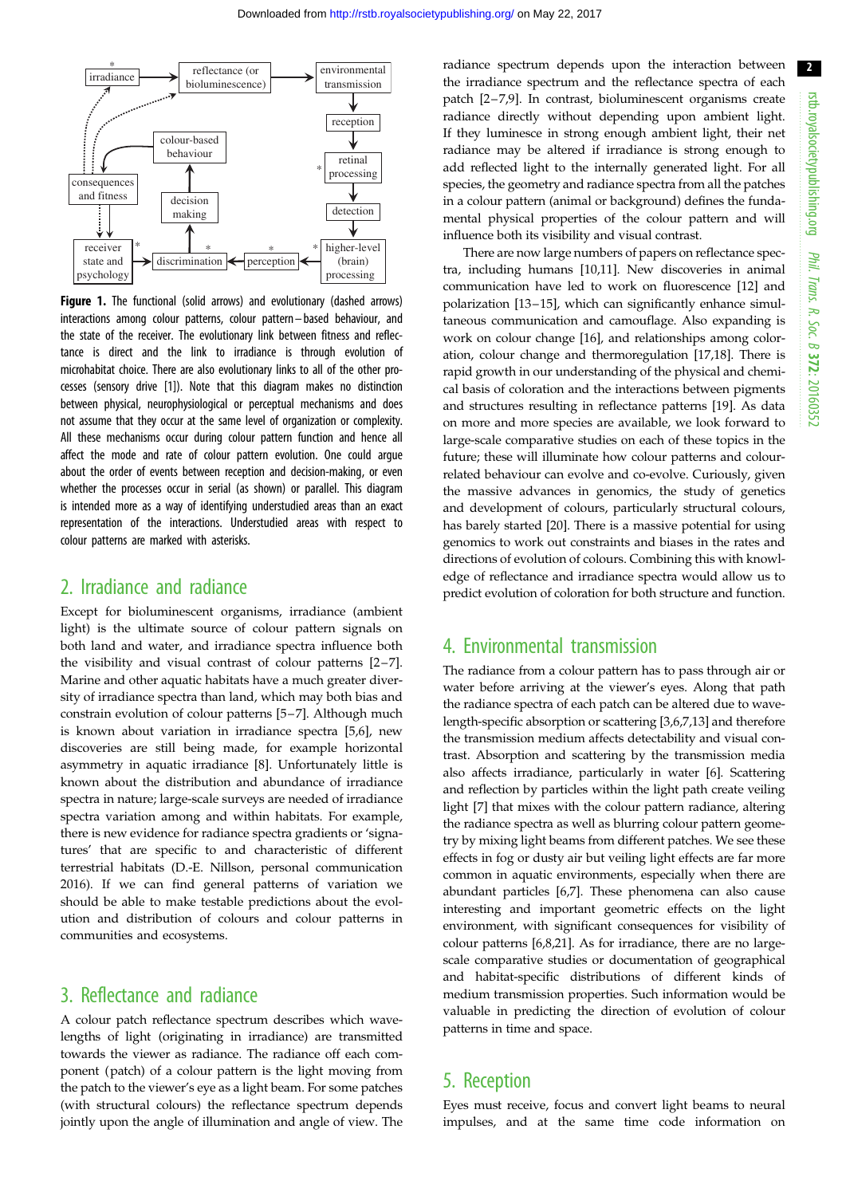**Figure 1.** The functional (solid arrows) and evolutionary (dashed arrows) interactions among colour patterns, colour pattern–based behaviour, and the state of the receiver. The evolutionary link between fitness and reflectance is direct and the link to irradiance is through evolution of microhabitat choice. There are also evolutionary links to all of the other processes (sensory drive [1]). Note that this diagram makes no distinction between physical, neurophysiological or perceptual mechanisms and does not assume that they occur at the same level of organization or complexity. All these mechanisms occur during colour pattern function and hence all affect the mode and rate of colour pattern evolution. One could argue about the order of events between reception and decision-making, or even whether the processes occur in serial (as shown) or parallel. This diagram is intended more as a way of identifying understudied areas than an exact representation of the interactions. Understudied areas with respect to colour patterns are marked with asterisks.

## 2. Irradiance and radiance

Except for bioluminescent organisms, irradiance (ambient light) is the ultimate source of colour pattern signals on both land and water, and irradiance spectra influence both the visibility and visual contrast of colour patterns [2–7]. Marine and other aquatic habitats have a much greater diversity of irradiance spectra than land, which may both bias and constrain evolution of colour patterns [5–7]. Although much is known about variation in irradiance spectra [5,6], new discoveries are still being made, for example horizontal asymmetry in aquatic irradiance [8]. Unfortunately little is known about the distribution and abundance of irradiance spectra in nature; large-scale surveys are needed of irradiance spectra variation among and within habitats. For example, there is new evidence for radiance spectra gradients or 'signatures' that are specific to and characteristic of different terrestrial habitats (D.-E. Nillson, personal communication 2016). If we can find general patterns of variation we should be able to make testable predictions about the evolution and distribution of colours and colour patterns in communities and ecosystems.

## 3. Reflectance and radiance

A colour patch reflectance spectrum describes which wavelengths of light (originating in irradiance) are transmitted towards the viewer as radiance. The radiance off each component (patch) of a colour pattern is the light moving from the patch to the viewer's eye as a light beam. For some patches (with structural colours) the reflectance spectrum depends jointly upon the angle of illumination and angle of view. The radiance spectrum depends upon the interaction between the irradiance spectrum and the reflectance spectra of each patch [2–7,9]. In contrast, bioluminescent organisms create radiance directly without depending upon ambient light. If they luminesce in strong enough ambient light, their net radiance may be altered if irradiance is strong enough to add reflected light to the internally generated light. For all species, the geometry and radiance spectra from all the patches in a colour pattern (animal or background) defines the fundamental physical properties of the colour pattern and will influence both its visibility and visual contrast.

There are now large numbers of papers on reflectance spectra, including humans [10,11]. New discoveries in animal communication have led to work on fluorescence [12] and polarization [13–15], which can significantly enhance simultaneous communication and camouflage. Also expanding is work on colour change [16], and relationships among coloration, colour change and thermoregulation [17,18]. There is rapid growth in our understanding of the physical and chemical basis of coloration and the interactions between pigments and structures resulting in reflectance patterns [19]. As data on more and more species are available, we look forward to large-scale comparative studies on each of these topics in the future; these will illuminate how colour patterns and colour-related behaviour can evolve and co-evolve. Curiously, given the massive advances in genomics, the study of genetics and development of colours, particularly structural colours, has barely started [20]. There is a massive potential for using genomics to work out constraints and biases in the rates and directions of evolution of colours. Combining this with knowledge of reflectance and irradiance spectra would allow us to predict evolution of coloration for both structure and function.

## 4. Environmental transmission

The radiance from a colour pattern has to pass through air or water before arriving at the viewer's eyes. Along that path the radiance spectra of each patch can be altered due to wavelength-specific absorption or scattering [3,6,7,13] and therefore the transmission medium affects detectability and visual contrast. Absorption and scattering by the transmission media also affects irradiance, particularly in water [6]. Scattering and reflection by particles within the light path create veiling light [7] that mixes with the colour pattern radiance, altering the radiance spectra as well as blurring colour pattern geometry by mixing light beams from different patches. We see these effects in fog or dusty air but veiling light effects are far more common in aquatic environments, especially when there are abundant particles [6,7]. These phenomena can also cause interesting and important geometric effects on the light environment, with significant consequences for visibility of colour patterns [6,8,21]. As for irradiance, there are no large-scale comparative studies or documentation of geographical and habitat-specific distributions of different kinds of medium transmission properties. Such information would be valuable in predicting the direction of evolution of colour patterns in time and space.

## 5. Reception

Eyes must receive, focus and convert light beams to neural impulses, and at the same time code information on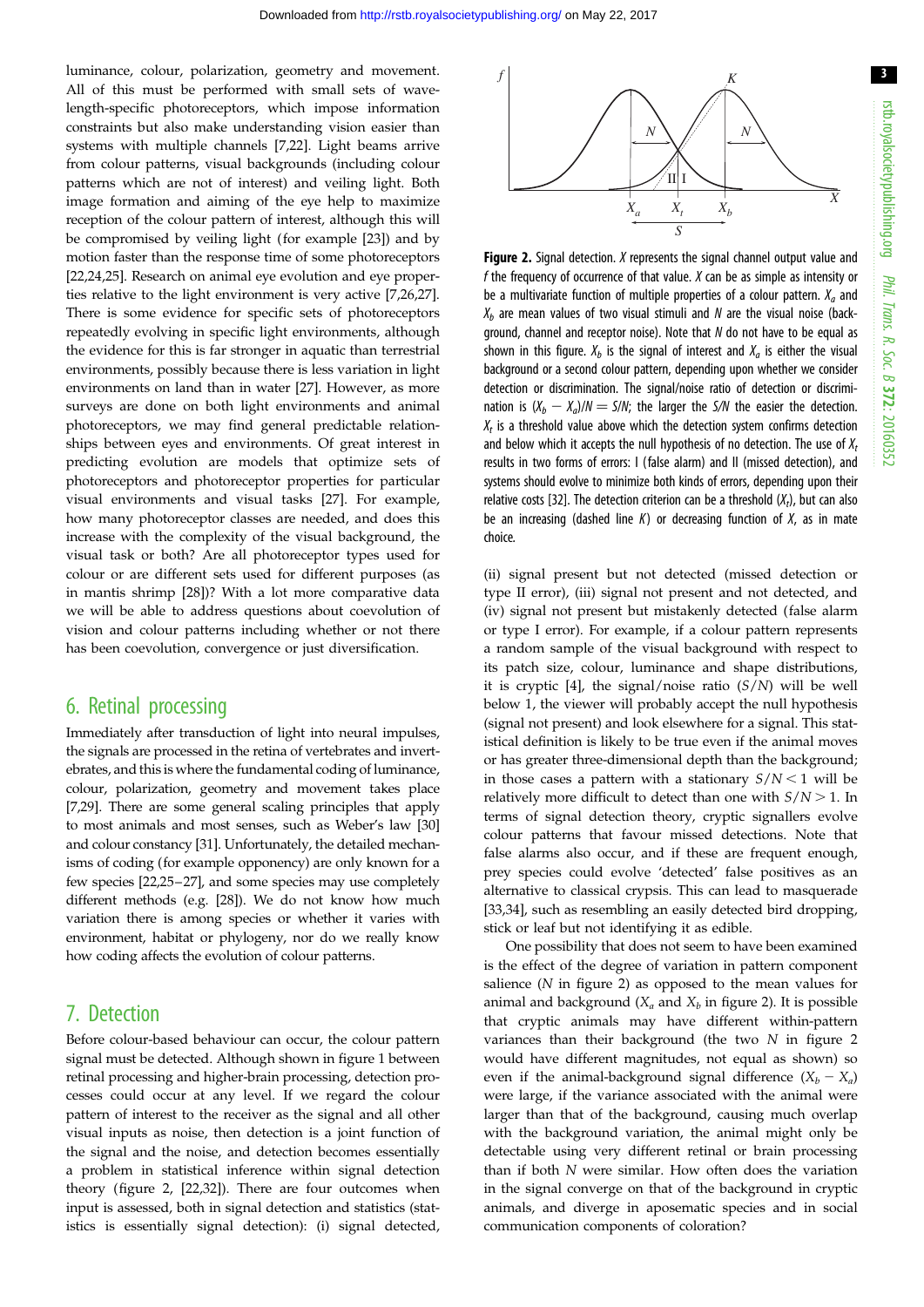luminance, colour, polarization, geometry and movement. All of this must be performed with small sets of wavelength-specific photoreceptors, which impose information constraints but also make understanding vision easier than systems with multiple channels [7,22]. Light beams arrive from colour patterns, visual backgrounds (including colour patterns which are not of interest) and veiling light. Both image formation and aiming of the eye help to maximize reception of the colour pattern of interest, although this will be compromised by veiling light (for example [23]) and by motion faster than the response time of some photoreceptors [22,24,25]. Research on animal eye evolution and eye properties relative to the light environment is very active [7,26,27]. There is some evidence for specific sets of photoreceptors repeatedly evolving in specific light environments, although the evidence for this is far stronger in aquatic than terrestrial environments, possibly because there is less variation in light environments on land than in water [27]. However, as more surveys are done on both light environments and animal photoreceptors, we may find general predictable relationships between eyes and environments. Of great interest in predicting evolution are models that optimize sets of photoreceptors and photoreceptor properties for particular visual environments and visual tasks [27]. For example, how many photoreceptor classes are needed, and does this increase with the complexity of the visual background, the visual task or both? Are all photoreceptor types used for colour or are different sets used for different purposes (as in mantis shrimp [28])? With a lot more comparative data we will be able to address questions about coevolution of vision and colour patterns including whether or not there has been coevolution, convergence or just diversification.

## 6. Retinal processing

Immediately after transduction of light into neural impulses, the signals are processed in the retina of vertebrates and invertebrates, and this is where the fundamental coding of luminance, colour, polarization, geometry and movement takes place [7,29]. There are some general scaling principles that apply to most animals and most senses, such as Weber's law [30] and colour constancy [31]. Unfortunately, the detailed mechanisms of coding (for example opponency) are only known for a few species [22,25–27], and some species may use completely different methods (e.g. [28]). We do not know how much variation there is among species or whether it varies with environment, habitat or phylogeny, nor do we really know how coding affects the evolution of colour patterns.

## 7. Detection

Before colour-based behaviour can occur, the colour pattern signal must be detected. Although shown in figure 1 between retinal processing and higher-brain processing, detection processes could occur at any level. If we regard the colour pattern of interest to the receiver as the signal and all other visual inputs as noise, then detection is a joint function of the signal and the noise, and detection becomes essentially a problem in statistical inference within signal detection theory (figure 2, [22,32]). There are four outcomes when input is assessed, both in signal detection and statistics (statistics is essentially signal detection): (i) signal detected, (ii) signal present but not detected (missed detection or type II error), (iii) signal not present and not detected, and (iv) signal not present but mistakenly detected (false alarm or type I error). For example, if a colour pattern represents a random sample of the visual background with respect to its patch size, colour, luminance and shape distributions, it is cryptic [4], the signal/noise ratio ($S/N$) will be well below 1, the viewer will probably accept the null hypothesis (signal not present) and look elsewhere for a signal. This statistical definition is likely to be true even if the animal moves or has greater three-dimensional depth than the background; in those cases a pattern with a stationary $S/N < 1$ will be relatively more difficult to detect than one with $S/N > 1$. In terms of signal detection theory, cryptic signallers evolve colour patterns that favour missed detections. Note that false alarms also occur, and if these are frequent enough, prey species could evolve 'detected' false positives as an alternative to classical crypsis. This can lead to masquerade [33,34], such as resembling an easily detected bird dropping, stick or leaf but not identifying it as edible.

**Figure 2.** Signal detection. $X$ represents the signal channel output value and $f$ the frequency of occurrence of that value. $X$ can be as simple as intensity or be a multivariate function of multiple properties of a colour pattern. $X_a$ and $X_b$ are mean values of two visual stimuli and $N$ are the visual noise (background, channel and receptor noise). Note that $N$ do not have to be equal as shown in this figure. $X_b$ is the signal of interest and $X_a$ is either the visual background or a second colour pattern, depending upon whether we consider detection or discrimination. The signal/noise ratio of detection or discrimination is $(X_b - X_a)/N = S/N$; the larger the $S/N$ the easier the detection. $X_t$ is a threshold value above which the detection system confirms detection and below which it accepts the null hypothesis of no detection. The use of $X_t$ results in two forms of errors: I (false alarm) and II (missed detection), and systems should evolve to minimize both kinds of errors, depending upon their relative costs [32]. The detection criterion can be a threshold ($X_t$), but can also be an increasing (dashed line $K$) or decreasing function of $X$, as in mate choice.

One possibility that does not seem to have been examined is the effect of the degree of variation in pattern component salience ($N$ in figure 2) as opposed to the mean values for animal and background ($X_a$ and $X_b$ in figure 2). It is possible that cryptic animals may have different within-pattern variances than their background (the two $N$ in figure 2 would have different magnitudes, not equal as shown) so even if the animal-background signal difference ($X_b - X_a$) were large, if the variance associated with the animal were larger than that of the background, causing much overlap with the background variation, the animal might only be detectable using very different retinal or brain processing than if both $N$ were similar. How often does the variation in the signal converge on that of the background in cryptic animals, and diverge in aposematic species and in social communication components of coloration?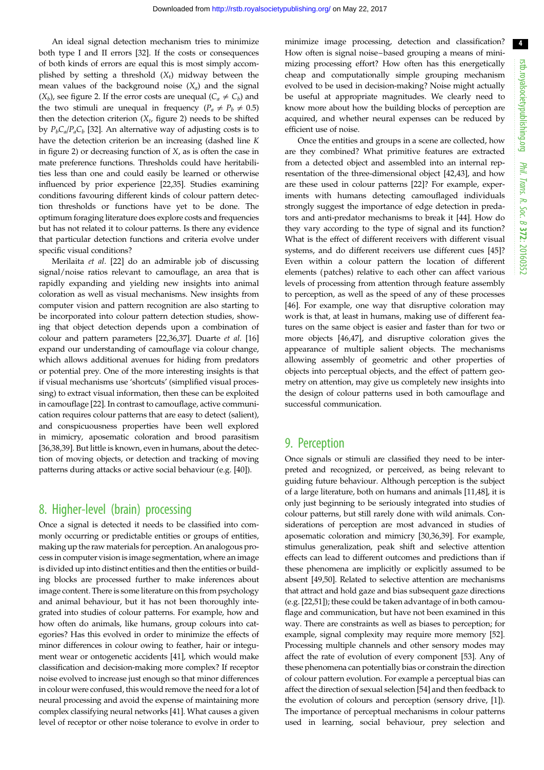An ideal signal detection mechanism tries to minimize both type I and II errors [32]. If the costs or consequences of both kinds of errors are equal this is most simply accomplished by setting a threshold ($X_t$) midway between the mean values of the background noise ($X_a$) and the signal ($X_b$), see figure 2. If the error costs are unequal ($C_a \neq C_b$) and the two stimuli are unequal in frequency ($P_a \neq P_b \neq 0.5$) then the detection criterion ($X_t$, figure 2) needs to be shifted by $P_bC_a/P_aC_b$ [32]. An alternative way of adjusting costs is to have the detection criterion be an increasing (dashed line $K$ in figure 2) or decreasing function of $X$, as is often the case in mate preference functions. Thresholds could have heritabilities less than one and could easily be learned or otherwise influenced by prior experience [22,35]. Studies examining conditions favouring different kinds of colour pattern detection thresholds or functions have yet to be done. The optimum foraging literature does explore costs and frequencies but has not related it to colour patterns. Is there any evidence that particular detection functions and criteria evolve under specific visual conditions?

Merilaita *et al*. [22] do an admirable job of discussing signal/noise ratios relevant to camouflage, an area that is rapidly expanding and yielding new insights into animal coloration as well as visual mechanisms. New insights from computer vision and pattern recognition are also starting to be incorporated into colour pattern detection studies, showing that object detection depends upon a combination of colour and pattern parameters [22,36,37]. Duarte *et al.* [16] expand our understanding of camouflage via colour change, which allows additional avenues for hiding from predators or potential prey. One of the more interesting insights is that if visual mechanisms use 'shortcuts' (simplified visual processing) to extract visual information, then these can be exploited in camouflage [22]. In contrast to camouflage, active communication requires colour patterns that are easy to detect (salient), and conspicuousness properties have been well explored in mimicry, aposematic coloration and brood parasitism [36,38,39]. But little is known, even in humans, about the detection of moving objects, or detection and tracking of moving patterns during attacks or active social behaviour (e.g. [40]).

## 8. Higher-level (brain) processing

Once a signal is detected it needs to be classified into commonly occurring or predictable entities or groups of entities, making up the raw materials for perception. An analogous process in computer vision is image segmentation, where an image is divided up into distinct entities and then the entities or building blocks are processed further to make inferences about image content. There is some literature on this from psychology and animal behaviour, but it has not been thoroughly integrated into studies of colour patterns. For example, how and how often do animals, like humans, group colours into categories? Has this evolved in order to minimize the effects of minor differences in colour owing to feather, hair or integument wear or ontogenetic accidents [41], which would make classification and decision-making more complex? If receptor noise evolved to increase just enough so that minor differences in colour were confused, this would remove the need for a lot of neural processing and avoid the expense of maintaining more complex classifying neural networks [41]. What causes a given level of receptor or other noise tolerance to evolve in order to minimize image processing, detection and classification? How often is signal noise–based grouping a means of minimizing processing effort? How often has this energetically cheap and computationally simple grouping mechanism evolved to be used in decision-making? Noise might actually be useful at appropriate magnitudes. We clearly need to know more about how the building blocks of perception are acquired, and whether neural expenses can be reduced by efficient use of noise.

Once the entities and groups in a scene are collected, how are they combined? What primitive features are extracted from a detected object and assembled into an internal representation of the three-dimensional object [42,43], and how are these used in colour patterns [22]? For example, experiments with humans detecting camouflaged individuals strongly suggest the importance of edge detection in predators and anti-predator mechanisms to break it [44]. How do they vary according to the type of signal and its function? What is the effect of different receivers with different visual systems, and do different receivers use different cues [45]? Even within a colour pattern the location of different elements (patches) relative to each other can affect various levels of processing from attention through feature assembly to perception, as well as the speed of any of these processes [46]. For example, one way that disruptive coloration may work is that, at least in humans, making use of different features on the same object is easier and faster than for two or more objects [46,47], and disruptive coloration gives the appearance of multiple salient objects. The mechanisms allowing assembly of geometric and other properties of objects into perceptual objects, and the effect of pattern geometry on attention, may give us completely new insights into the design of colour patterns used in both camouflage and successful communication.

## 9. Perception

Once signals or stimuli are classified they need to be interpreted and recognized, or perceived, as being relevant to guiding future behaviour. Although perception is the subject of a large literature, both on humans and animals [11,48], it is only just beginning to be seriously integrated into studies of colour patterns, but still rarely done with wild animals. Considerations of perception are most advanced in studies of aposematic coloration and mimicry [30,36,39]. For example, stimulus generalization, peak shift and selective attention effects can lead to different outcomes and predictions than if these phenomena are implicitly or explicitly assumed to be absent [49,50]. Related to selective attention are mechanisms that attract and hold gaze and bias subsequent gaze directions (e.g. [22,51]); these could be taken advantage of in both camouflage and communication, but have not been examined in this way. There are constraints as well as biases to perception; for example, signal complexity may require more memory [52]. Processing multiple channels and other sensory modes may affect the rate of evolution of every component [53]. Any of these phenomena can potentially bias or constrain the direction of colour pattern evolution. For example a perceptual bias can affect the direction of sexual selection [54] and then feedback to the evolution of colours and perception (sensory drive, [1]). The importance of perceptual mechanisms in colour patterns used in learning, social behaviour, prey selection and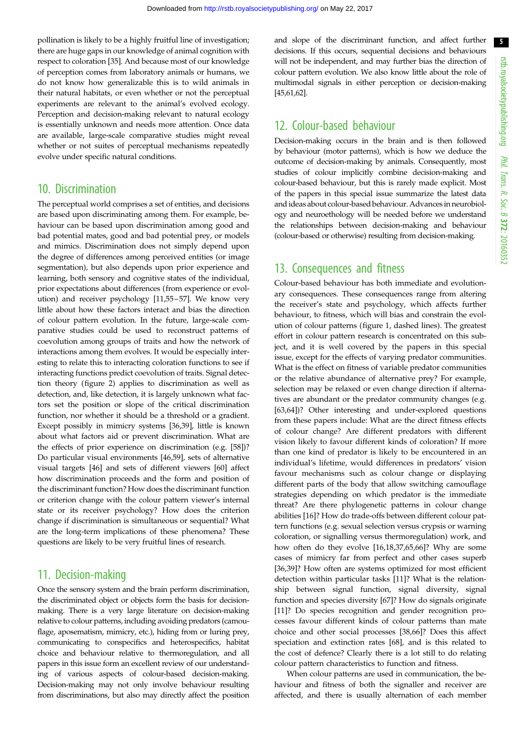pollination is likely to be a highly fruitful line of investigation; there are huge gaps in our knowledge of animal cognition with respect to coloration [35]. And because most of our knowledge of perception comes from laboratory animals or humans, we do not know how generalizable this is to wild animals in their natural habitats, or even whether or not the perceptual experiments are relevant to the animal's evolved ecology. Perception and decision-making relevant to natural ecology is essentially unknown and needs more attention. Once data are available, large-scale comparative studies might reveal whether or not suites of perceptual mechanisms repeatedly evolve under specific natural conditions.

## 10. Discrimination

The perceptual world comprises a set of entities, and decisions are based upon discriminating among them. For example, behaviour can be based upon discrimination among good and bad potential mates, good and bad potential prey, or models and mimics. Discrimination does not simply depend upon the degree of differences among perceived entities (or image segmentation), but also depends upon prior experience and learning, both sensory and cognitive states of the individual, prior expectations about differences (from experience or evolution) and receiver psychology [11,55–57]. We know very little about how these factors interact and bias the direction of colour pattern evolution. In the future, large-scale comparative studies could be used to reconstruct patterns of coevolution among groups of traits and how the network of interactions among them evolves. It would be especially interesting to relate this to interacting coloration functions to see if interacting functions predict coevolution of traits. Signal detection theory (figure 2) applies to discrimination as well as detection, and, like detection, it is largely unknown what factors set the position or slope of the critical discrimination function, nor whether it should be a threshold or a gradient. Except possibly in mimicry systems [36,39], little is known about what factors aid or prevent discrimination. What are the effects of prior experience on discrimination (e.g. [58])? Do particular visual environments [46,59], sets of alternative visual targets [46] and sets of different viewers [60] affect how discrimination proceeds and the form and position of the discriminant function? How does the discriminant function or criterion change with the colour pattern viewer's internal state or its receiver psychology? How does the criterion change if discrimination is simultaneous or sequential? What are the long-term implications of these phenomena? These questions are likely to be very fruitful lines of research.

## 11. Decision-making

Once the sensory system and the brain perform discrimination, the discriminated object or objects form the basis for decision-making. There is a very large literature on decision-making relative to colour patterns, including avoiding predators (camouflage, aposematism, mimicry, etc.), hiding from or luring prey, communicating to conspecifics and heterospecifics, habitat choice and behaviour relative to thermoregulation, and all papers in this issue form an excellent review of our understanding of various aspects of colour-based decision-making. Decision-making may not only involve behaviour resulting from discriminations, but also may directly affect the position and slope of the discriminant function, and affect further decisions. If this occurs, sequential decisions and behaviours will not be independent, and may further bias the direction of colour pattern evolution. We also know little about the role of multimodal signals in either perception or decision-making [45,61,62].

## 12. Colour-based behaviour

Decision-making occurs in the brain and is then followed by behaviour (motor patterns), which is how we deduce the outcome of decision-making by animals. Consequently, most studies of colour implicitly combine decision-making and colour-based behaviour, but this is rarely made explicit. Most of the papers in this special issue summarize the latest data and ideas about colour-based behaviour. Advances in neurobiology and neuroethology will be needed before we understand the relationships between decision-making and behaviour (colour-based or otherwise) resulting from decision-making.

## 13. Consequences and fitness

Colour-based behaviour has both immediate and evolutionary consequences. These consequences range from altering the receiver's state and psychology, which affects further behaviour, to fitness, which will bias and constrain the evolution of colour patterns (figure 1, dashed lines). The greatest effort in colour pattern research is concentrated on this subject, and it is well covered by the papers in this special issue, except for the effects of varying predator communities. What is the effect on fitness of variable predator communities or the relative abundance of alternative prey? For example, selection may be relaxed or even change direction if alternatives are abundant or the predator community changes (e.g. [63,64])? Other interesting and under-explored questions from these papers include: What are the direct fitness effects of colour change? Are different predators with different vision likely to favour different kinds of coloration? If more than one kind of predator is likely to be encountered in an individual's lifetime, would differences in predators' vision favour mechanisms such as colour change or displaying different parts of the body that allow switching camouflage strategies depending on which predator is the immediate threat? Are there phylogenetic patterns in colour change abilities [16]? How do trade-offs between different colour pattern functions (e.g. sexual selection versus crypsis or warning coloration, or signalling versus thermoregulation) work, and how often do they evolve [16,18,37,65,66]? Why are some cases of mimicry far from perfect and other cases superb [36,39]? How often are systems optimized for most efficient detection within particular tasks [11]? What is the relationship between signal function, signal diversity, signal function and species diversity [67]? How do signals originate [11]? Do species recognition and gender recognition processes favour different kinds of colour patterns than mate choice and other social processes [38,66]? Does this affect speciation and extinction rates [68], and is this related to the cost of defence? Clearly there is a lot still to do relating colour pattern characteristics to function and fitness.

When colour patterns are used in communication, the behaviour and fitness of both the signaller and receiver are affected, and there is usually alternation of each member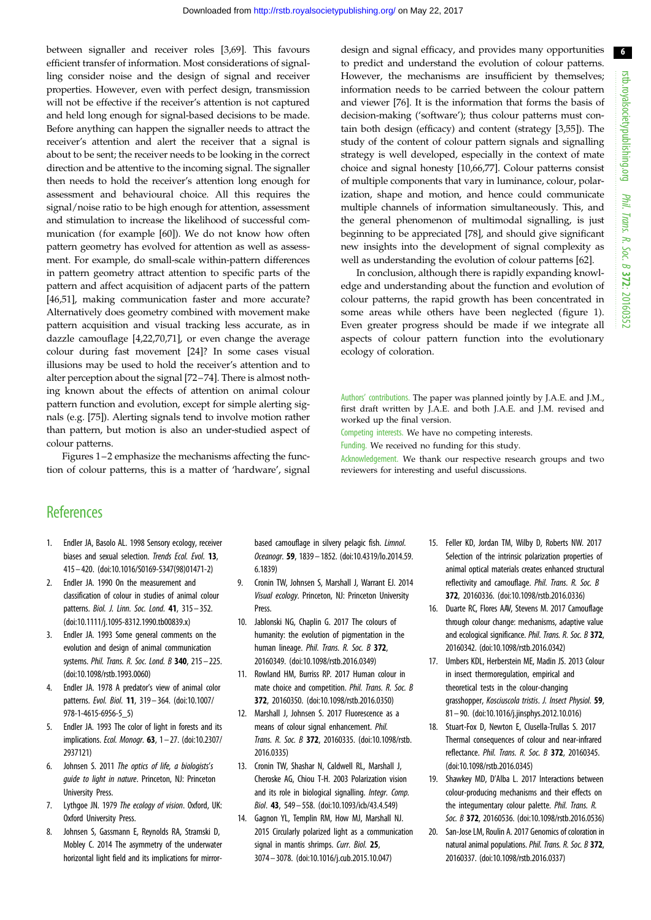between signaller and receiver roles [3,69]. This favours efficient transfer of information. Most considerations of signalling consider noise and the design of signal and receiver properties. However, even with perfect design, transmission will not be effective if the receiver's attention is not captured and held long enough for signal-based decisions to be made. Before anything can happen the signaller needs to attract the receiver's attention and alert the receiver that a signal is about to be sent; the receiver needs to be looking in the correct direction and be attentive to the incoming signal. The signaller then needs to hold the receiver's attention long enough for assessment and behavioural choice. All this requires the signal/noise ratio to be high enough for attention, assessment and stimulation to increase the likelihood of successful communication (for example [60]). We do not know how often pattern geometry has evolved for attention as well as assessment. For example, do small-scale within-pattern differences in pattern geometry attract attention to specific parts of the pattern and affect acquisition of adjacent parts of the pattern [46,51], making communication faster and more accurate? Alternatively does geometry combined with movement make pattern acquisition and visual tracking less accurate, as in dazzle camouflage [4,22,70,71], or even change the average colour during fast movement [24]? In some cases visual illusions may be used to hold the receiver's attention and to alter perception about the signal [72–74]. There is almost nothing known about the effects of attention on animal colour pattern function and evolution, except for simple alerting signals (e.g. [75]). Alerting signals tend to involve motion rather than pattern, but motion is also an under-studied aspect of colour patterns.

Figures 1–2 emphasize the mechanisms affecting the function of colour patterns, this is a matter of 'hardware', signal design and signal efficacy, and provides many opportunities to predict and understand the evolution of colour patterns. However, the mechanisms are insufficient by themselves; information needs to be carried between the colour pattern and viewer [76]. It is the information that forms the basis of decision-making ('software'); thus colour patterns must contain both design (efficacy) and content (strategy [3,55]). The study of the content of colour pattern signals and signalling strategy is well developed, especially in the context of mate choice and signal honesty [10,66,77]. Colour patterns consist of multiple components that vary in luminance, colour, polarization, shape and motion, and hence could communicate multiple channels of information simultaneously. This, and the general phenomenon of multimodal signalling, is just beginning to be appreciated [78], and should give significant new insights into the development of signal complexity as well as understanding the evolution of colour patterns [62].

In conclusion, although there is rapidly expanding knowledge and understanding about the function and evolution of colour patterns, the rapid growth has been concentrated in some areas while others have been neglected (figure 1). Even greater progress should be made if we integrate all aspects of colour pattern function into the evolutionary ecology of coloration.

Authors' contributions. The paper was planned jointly by J.A.E. and J.M., first draft written by J.A.E. and both J.A.E. and J.M. revised and worked up the final version.

Competing interests. We have no competing interests.

Funding. We received no funding for this study.

Acknowledgement. We thank our respective research groups and two reviewers for interesting and useful discussions.

## References

1. Endler JA, Basolo AL. 1998 Sensory ecology, receiver biases and sexual selection. *Trends Ecol. Evol.* **13**, 415–420. (doi:10.1016/S0169-5347(98)01471-2)
2. Endler JA. 1990 On the measurement and classification of colour in studies of animal colour patterns. *Biol. J. Linn. Soc. Lond.* **41**, 315–352. (doi:10.1111/j.1095-8312.1990.tb00839.x)
3. Endler JA. 1993 Some general comments on the evolution and design of animal communication systems. *Phil. Trans. R. Soc. Lond. B* **340**, 215–225. (doi:10.1098/rstb.1993.0060)
4. Endler JA. 1978 A predator's view of animal color patterns. *Evol. Biol.* **11**, 319–364. (doi:10.1007/978-1-4615-6956-5_5)
5. Endler JA. 1993 The color of light in forests and its implications. *Ecol. Monogr.* **63**, 1–27. (doi:10.2307/2937121)
6. Johnsen S. 2011 *The optics of life, a biologists's guide to light in nature*. Princeton, NJ: Princeton University Press.
7. Lythgoe JN. 1979 *The ecology of vision*. Oxford, UK: Oxford University Press.
8. Johnsen S, Gassmann E, Reynolds RA, Stramski D, Mobley C. 2014 The asymmetry of the underwater horizontal light field and its implications for mirror-based camouflage in silvery pelagic fish. *Limnol. Oceanogr.* **59**, 1839–1852. (doi:10.4319/lo.2014.59.6.1839)
9. Cronin TW, Johnsen S, Marshall J, Warrant EJ. 2014 *Visual ecology*. Princeton, NJ: Princeton University Press.
10. Jablonski NG, Chaplin G. 2017 The colours of humanity: the evolution of pigmentation in the human lineage. *Phil. Trans. R. Soc. B* **372**, 20160349. (doi:10.1098/rstb.2016.0349)
11. Rowland HM, Burriss RP. 2017 Human colour in mate choice and competition. *Phil. Trans. R. Soc. B* **372**, 20160350. (doi:10.1098/rstb.2016.0350)
12. Marshall J, Johnsen S. 2017 Fluorescence as a means of colour signal enhancement. *Phil. Trans. R. Soc. B* **372**, 20160335. (doi:10.1098/rstb.2016.0335)
13. Cronin TW, Shashar N, Caldwell RL, Marshall J, Cheroske AG, Chiou T-H. 2003 Polarization vision and its role in biological signalling. *Integr. Comp. Biol.* **43**, 549–558. (doi:10.1093/icb/43.4.549)
14. Gagnon YL, Templin RM, How MJ, Marshall NJ. 2015 Circularly polarized light as a communication signal in mantis shrimps. *Curr. Biol.* **25**, 3074–3078. (doi:10.1016/j.cub.2015.10.047)
15. Feller KD, Jordan TM, Wilby D, Roberts NW. 2017 Selection of the intrinsic polarization properties of animal optical materials creates enhanced structural reflectivity and camouflage. *Phil. Trans. R. Soc. B* **372**, 20160336. (doi:10.1098/rstb.2016.0336)
16. Duarte RC, Flores AAV, Stevens M. 2017 Camouflage through colour change: mechanisms, adaptive value and ecological significance. *Phil. Trans. R. Soc. B* **372**, 20160342. (doi:10.1098/rstb.2016.0342)
17. Umbers KDL, Herberstein ME, Madin JS. 2013 Colour in insect thermoregulation, empirical and theoretical tests in the colour-changing grasshopper, *Kosciuscola tristis*. *J. Insect Physiol.* **59**, 81–90. (doi:10.1016/j.jinsphys.2012.10.016)
18. Stuart-Fox D, Newton E, Clusella-Trullas S. 2017 Thermal consequences of colour and near-infrared reflectance. *Phil. Trans. R. Soc. B* **372**, 20160345. (doi:10.1098/rstb.2016.0345)
19. Shawkey MD, D'Alba L. 2017 Interactions between colour-producing mechanisms and their effects on the integumentary colour palette. *Phil. Trans. R. Soc. B* **372**, 20160536. (doi:10.1098/rstb.2016.0536)
20. San-Jose LM, Roulin A. 2017 Genomics of coloration in natural animal populations. *Phil. Trans. R. Soc. B* **372**, 20160337. (doi:10.1098/rstb.2016.0337)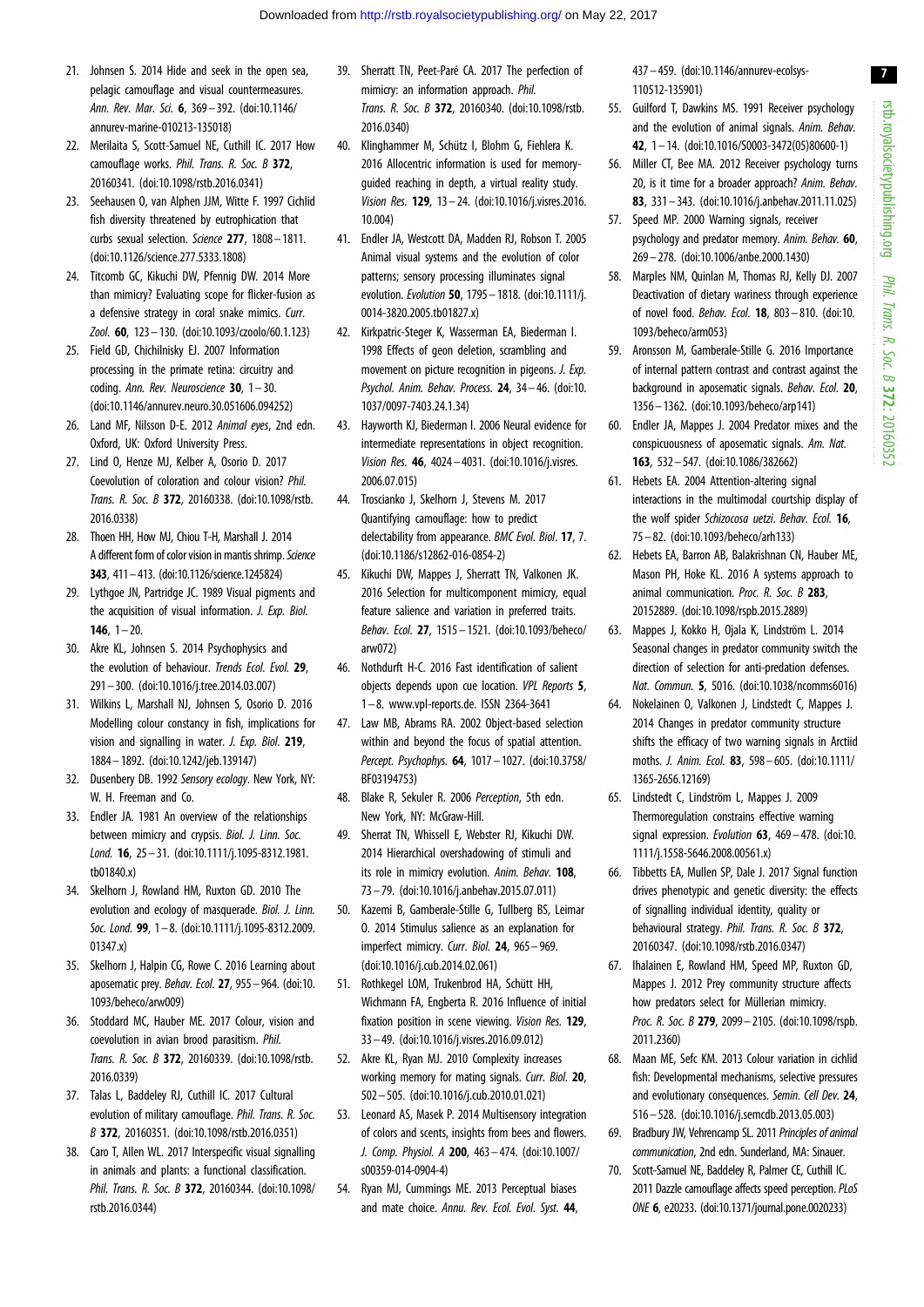21. Johnsen S. 2014 Hide and seek in the open sea, pelagic camouflage and visual countermeasures. *Ann. Rev. Mar. Sci.* **6**, 369–392. (doi:10.1146/annurev-marine-010213-135018)
22. Merilaita S, Scott-Samuel NE, Cuthill IC. 2017 How camouflage works. *Phil. Trans. R. Soc. B* **372**, 20160341. (doi:10.1098/rstb.2016.0341)
23. Seehausen O, van Alphen JJM, Witte F. 1997 Cichlid fish diversity threatened by eutrophication that curbs sexual selection. *Science* **277**, 1808–1811. (doi:10.1126/science.277.5333.1808)
24. Titcomb GC, Kikuchi DW, Pfennig DW. 2014 More than mimicry? Evaluating scope for flicker-fusion as a defensive strategy in coral snake mimics. *Curr. Zool.* **60**, 123–130. (doi:10.1093/czoolo/60.1.123)
25. Field GD, Chichilnisky EJ. 2007 Information processing in the primate retina: circuitry and coding. *Ann. Rev. Neuroscience* **30**, 1–30. (doi:10.1146/annurev.neuro.30.051606.094252)
26. Land MF, Nilsson D-E. 2012 *Animal eyes*, 2nd edn. Oxford, UK: Oxford University Press.
27. Lind O, Henze MJ, Kelber A, Osorio D. 2017 Coevolution of coloration and colour vision? *Phil. Trans. R. Soc. B* **372**, 20160338. (doi:10.1098/rstb.2016.0338)
28. Thoen HH, How MJ, Chiou T-H, Marshall J. 2014 A different form of color vision in mantis shrimp. *Science* **343**, 411–413. (doi:10.1126/science.1245824)
29. Lythgoe JN, Partridge JC. 1989 Visual pigments and the acquisition of visual information. *J. Exp. Biol.* **146**, 1–20.
30. Akre KL, Johnsen S. 2014 Psychophysics and the evolution of behaviour. *Trends Ecol. Evol.* **29**, 291–300. (doi:10.1016/j.tree.2014.03.007)
31. Wilkins L, Marshall NJ, Johnsen S, Osorio D. 2016 Modelling colour constancy in fish, implications for vision and signalling in water. *J. Exp. Biol.* **219**, 1884–1892. (doi:10.1242/jeb.139147)
32. Dusenbery DB. 1992 *Sensory ecology*. New York, NY: W. H. Freeman and Co.
33. Endler JA. 1981 An overview of the relationships between mimicry and crypsis. *Biol. J. Linn. Soc. Lond.* **16**, 25–31. (doi:10.1111/j.1095-8312.1981.tb01840.x)
34. Skelhorn J, Rowland HM, Ruxton GD. 2010 The evolution and ecology of masquerade. *Biol. J. Linn. Soc. Lond.* **99**, 1–8. (doi:10.1111/j.1095-8312.2009.01347.x)
35. Skelhorn J, Halpin CG, Rowe C. 2016 Learning about aposematic prey. *Behav. Ecol.* **27**, 955–964. (doi:10.1093/beheco/arw009)
36. Stoddard MC, Hauber ME. 2017 Colour, vision and coevolution in avian brood parasitism. *Phil. Trans. R. Soc. B* **372**, 20160339. (doi:10.1098/rstb.2016.0339)
37. Talas L, Baddeley RJ, Cuthill IC. 2017 Cultural evolution of military camouflage. *Phil. Trans. R. Soc. B* **372**, 20160351. (doi:10.1098/rstb.2016.0351)
38. Caro T, Allen WL. 2017 Interspecific visual signalling in animals and plants: a functional classification. *Phil. Trans. R. Soc. B* **372**, 20160344. (doi:10.1098/rstb.2016.0344)
39. Sherratt TN, Peet-Paré CA. 2017 The perfection of mimicry: an information approach. *Phil. Trans. R. Soc. B* **372**, 20160340. (doi:10.1098/rstb.2016.0340)
40. Klinghammer M, Schütz I, Blohm G, Fiehlera K. 2016 Allocentric information is used for memory-guided reaching in depth, a virtual reality study. *Vision Res.* **129**, 13–24. (doi:10.1016/j.visres.2016.10.004)
41. Endler JA, Westcott DA, Madden RJ, Robson T. 2005 Animal visual systems and the evolution of color patterns; sensory processing illuminates signal evolution. *Evolution* **50**, 1795–1818. (doi:10.1111/j.0014-3820.2005.tb01827.x)
42. Kirkpatric-Steger K, Wasserman EA, Biederman I. 1998 Effects of geon deletion, scrambling and movement on picture recognition in pigeons. *J. Exp. Psychol. Anim. Behav. Process.* **24**, 34–46. (doi:10.1037/0097-7403.24.1.34)
43. Hayworth KJ, Biederman I. 2006 Neural evidence for intermediate representations in object recognition. *Vision Res.* **46**, 4024–4031. (doi:10.1016/j.visres.2006.07.015)
44. Troscianko J, Skelhorn J, Stevens M. 2017 Quantifying camouflage: how to predict delectability from appearance. *BMC Evol. Biol.* **17**, 7. (doi:10.1186/s12862-016-0854-2)
45. Kikuchi DW, Mappes J, Sherratt TN, Valkonen JK. 2016 Selection for multicomponent mimicry, equal feature salience and variation in preferred traits. *Behav. Ecol.* **27**, 1515–1521. (doi:10.1093/beheco/arw072)
46. Nothdurft H-C. 2016 Fast identification of salient objects depends upon cue location. *VPL Reports* **5**, 1–8. www.vpl-reports.de. ISSN 2364-3641
47. Law MB, Abrams RA. 2002 Object-based selection within and beyond the focus of spatial attention. *Percept. Psychophys.* **64**, 1017–1027. (doi:10.3758/BF03194753)
48. Blake R, Sekuler R. 2006 *Perception*, 5th edn. New York, NY: McGraw-Hill.
49. Sherrat TN, Whissell E, Webster RJ, Kikuchi DW. 2014 Hierarchical overshadowing of stimuli and its role in mimicry evolution. *Anim. Behav.* **108**, 73–79. (doi:10.1016/j.anbehav.2015.07.011)
50. Kazemi B, Gamberale-Stille G, Tullberg BS, Leimar O. 2014 Stimulus salience as an explanation for imperfect mimicry. *Curr. Biol.* **24**, 965–969. (doi:10.1016/j.cub.2014.02.061)
51. Rothkegel LOM, Trukenbrod HA, Schütt HH, Wichmann FA, Engberta R. 2016 Influence of initial fixation position in scene viewing. *Vision Res.* **129**, 33–49. (doi:10.1016/j.visres.2016.09.012)
52. Akre KL, Ryan MJ. 2010 Complexity increases working memory for mating signals. *Curr. Biol.* **20**, 502–505. (doi:10.1016/j.cub.2010.01.021)
53. Leonard AS, Masek P. 2014 Multisensory integration of colors and scents, insights from bees and flowers. *J. Comp. Physiol. A* **200**, 463–474. (doi:10.1007/s00359-014-0904-4)
54. Ryan MJ, Cummings ME. 2013 Perceptual biases and mate choice. *Annu. Rev. Ecol. Evol. Syst.* **44**, 437–459. (doi:10.1146/annurev-ecolsys-110512-135901)
55. Guilford T, Dawkins MS. 1991 Receiver psychology and the evolution of animal signals. *Anim. Behav.* **42**, 1–14. (doi:10.1016/S0003-3472(05)80600-1)
56. Miller CT, Bee MA. 2012 Receiver psychology turns 20, is it time for a broader approach? *Anim. Behav.* **83**, 331–343. (doi:10.1016/j.anbehav.2011.11.025)
57. Speed MP. 2000 Warning signals, receiver psychology and predator memory. *Anim. Behav.* **60**, 269–278. (doi:10.1006/anbe.2000.1430)
58. Marples NM, Quinlan M, Thomas RJ, Kelly DJ. 2007 Deactivation of dietary wariness through experience of novel food. *Behav. Ecol.* **18**, 803–810. (doi:10.1093/beheco/arm053)
59. Aronsson M, Gamberale-Stille G. 2016 Importance of internal pattern contrast and contrast against the background in aposematic signals. *Behav. Ecol.* **20**, 1356–1362. (doi:10.1093/beheco/arp141)
60. Endler JA, Mappes J. 2004 Predator mixes and the conspicuousness of aposematic signals. *Am. Nat.* **163**, 532–547. (doi:10.1086/382662)
61. Hebets EA. 2004 Attention-altering signal interactions in the multimodal courtship display of the wolf spider *Schizocosa uetzi*. *Behav. Ecol.* **16**, 75–82. (doi:10.1093/beheco/arh133)
62. Hebets EA, Barron AB, Balakrishnan CN, Hauber ME, Mason PH, Hoke KL. 2016 A systems approach to animal communication. *Proc. R. Soc. B* **283**, 20152889. (doi:10.1098/rspb.2015.2889)
63. Mappes J, Kokko H, Ojala K, Lindström L. 2014 Seasonal changes in predator community switch the direction of selection for anti-predation defenses. *Nat. Commun.* **5**, 5016. (doi:10.1038/ncomms6016)
64. Nokelainen O, Valkonen J, Lindstedt C, Mappes J. 2014 Changes in predator community structure shifts the efficacy of two warning signals in Arctiid moths. *J. Anim. Ecol.* **83**, 598–605. (doi:10.1111/1365-2656.12169)
65. Lindstedt C, Lindström L, Mappes J. 2009 Thermoregulation constrains effective warning signal expression. *Evolution* **63**, 469–478. (doi:10.1111/j.1558-5646.2008.00561.x)
66. Tibbetts EA, Mullen SP, Dale J. 2017 Signal function drives phenotypic and genetic diversity: the effects of signalling individual identity, quality or behavioural strategy. *Phil. Trans. R. Soc. B* **372**, 20160347. (doi:10.1098/rstb.2016.0347)
67. Ihalainen E, Rowland HM, Speed MP, Ruxton GD, Mappes J. 2012 Prey community structure affects how predators select for Müllerian mimicry. *Proc. R. Soc. B* **279**, 2099–2105. (doi:10.1098/rspb.2011.2360)
68. Maan ME, Sefc KM. 2013 Colour variation in cichlid fish: Developmental mechanisms, selective pressures and evolutionary consequences. *Semin. Cell Dev.* **24**, 516–528. (doi:10.1016/j.semcdb.2013.05.003)
69. Bradbury JW, Vehrencamp SL. 2011 *Principles of animal communication*, 2nd edn. Sunderland, MA: Sinauer.
70. Scott-Samuel NE, Baddeley R, Palmer CE, Cuthill IC. 2011 Dazzle camouflage affects speed perception. *PLoS ONE* **6**, e20233. (doi:10.1371/journal.pone.0020233)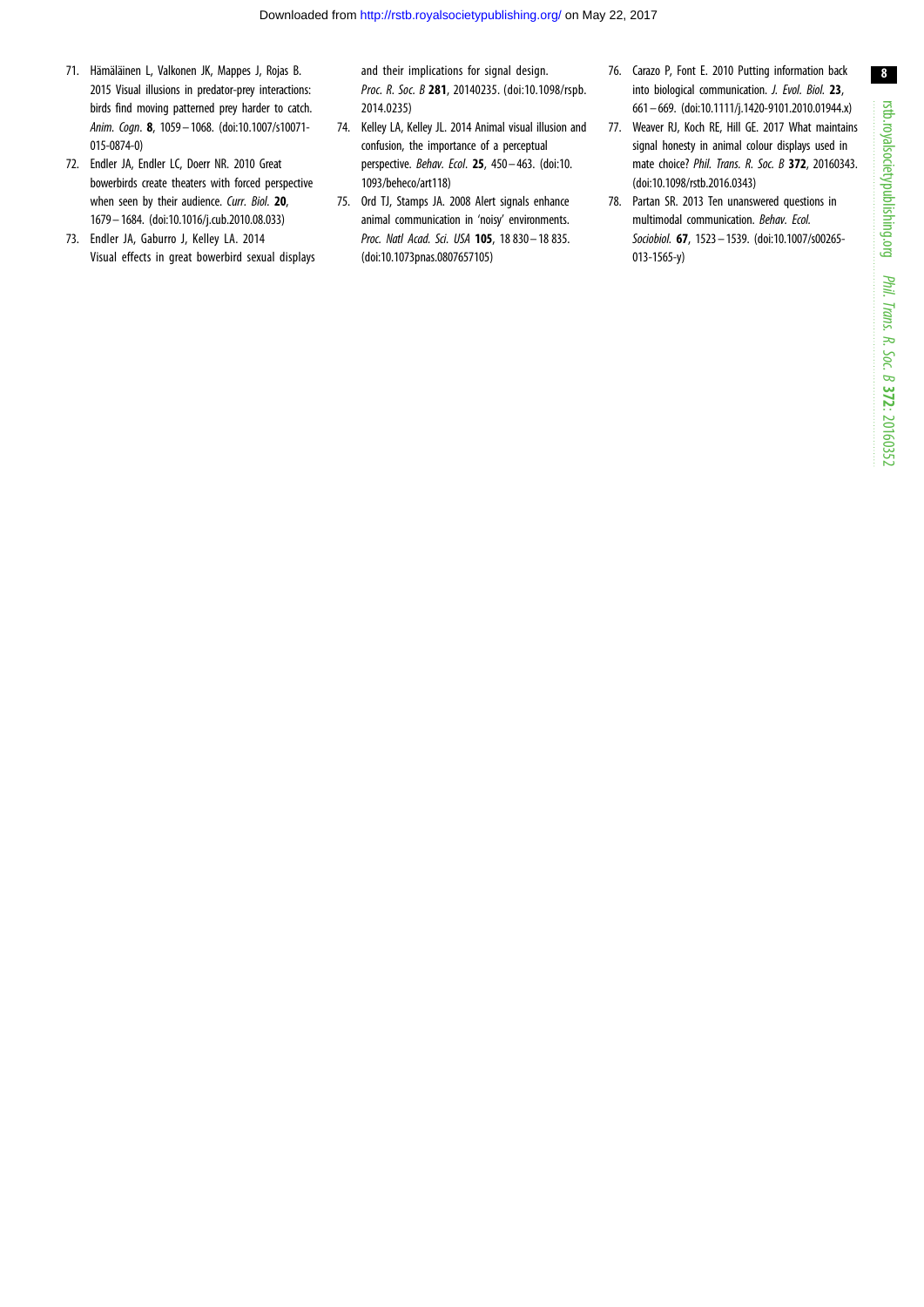71. Hämäläinen L, Valkonen JK, Mappes J, Rojas B. 2015 Visual illusions in predator-prey interactions: birds find moving patterned prey harder to catch. *Anim. Cogn*. **8**, 1059–1068. (doi:10.1007/s10071-015-0874-0)
72. Endler JA, Endler LC, Doerr NR. 2010 Great bowerbirds create theaters with forced perspective when seen by their audience. *Curr. Biol.* **20**, 1679–1684. (doi:10.1016/j.cub.2010.08.033)
73. Endler JA, Gaburro J, Kelley LA. 2014 Visual effects in great bowerbird sexual displays and their implications for signal design. *Proc. R. Soc. B* **281**, 20140235. (doi:10.1098/rspb.2014.0235)
74. Kelley LA, Kelley JL. 2014 Animal visual illusion and confusion, the importance of a perceptual perspective. *Behav. Ecol*. **25**, 450–463. (doi:10.1093/beheco/art118)
75. Ord TJ, Stamps JA. 2008 Alert signals enhance animal communication in 'noisy' environments. *Proc. Natl Acad. Sci. USA* **105**, 18 830–18 835. (doi:10.1073pnas.0807657105)
76. Carazo P, Font E. 2010 Putting information back into biological communication. *J. Evol. Biol.* **23**, 661–669. (doi:10.1111/j.1420-9101.2010.01944.x)
77. Weaver RJ, Koch RE, Hill GE. 2017 What maintains signal honesty in animal colour displays used in mate choice? *Phil. Trans. R. Soc. B* **372**, 20160343. (doi:10.1098/rstb.2016.0343)
78. Partan SR. 2013 Ten unanswered questions in multimodal communication. *Behav. Ecol. Sociobiol.* **67**, 1523–1539. (doi:10.1007/s00265-013-1565-y)